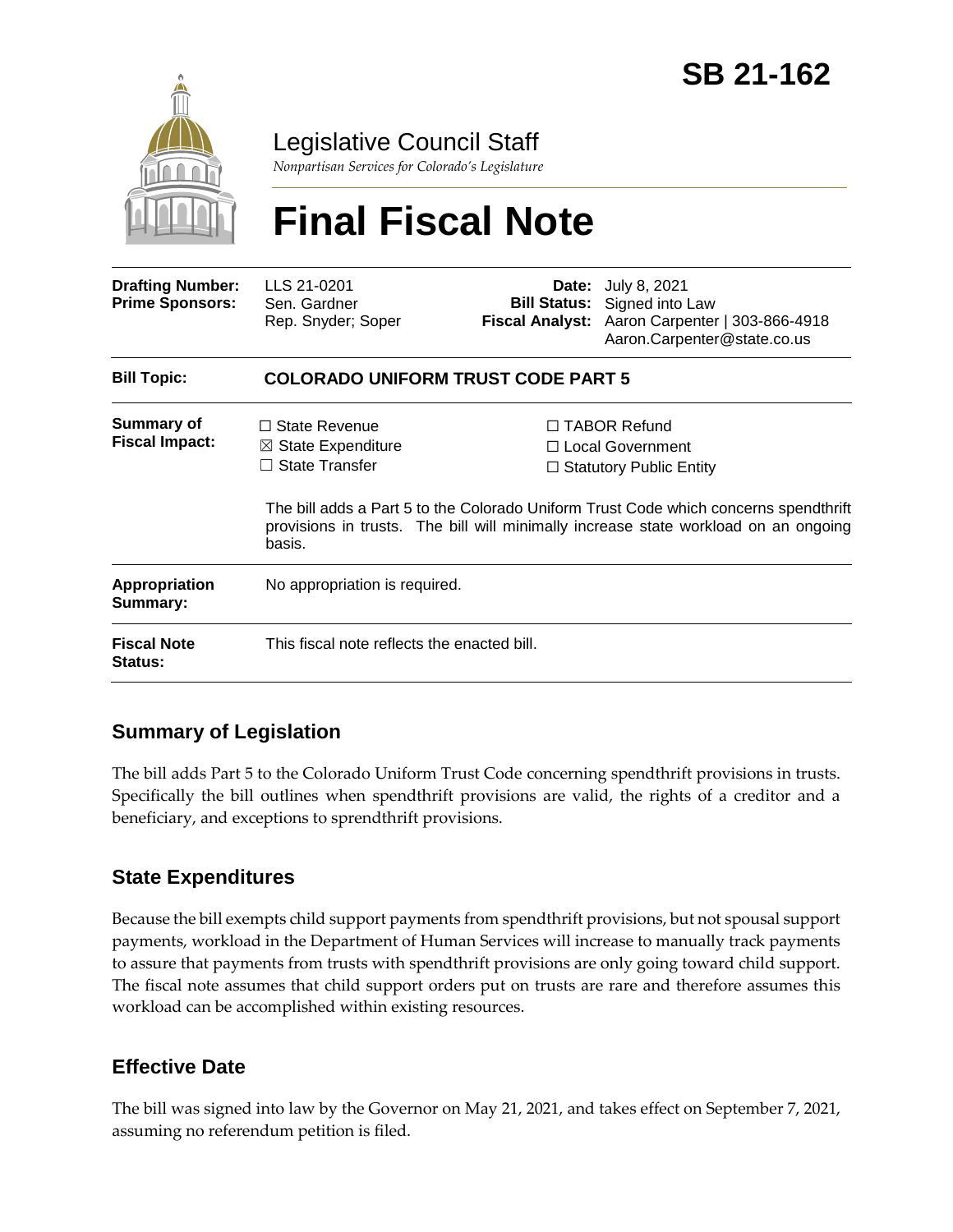# SB 21-162

Legislative Council Staff

*Nonpartisan Services for Colorado's Legislature*

# Final Fiscal Note

| | | | |
|---|---|---|---|
| **Drafting Number:** | LLS 21-0201 | **Date:** | July 8, 2021 |
| **Prime Sponsors:** | Sen. Gardner<br>Rep. Snyder; Soper | **Bill Status:** | Signed into Law |
| | | **Fiscal Analyst:** | Aaron Carpenter \| 303-866-4918<br>Aaron.Carpenter@state.co.us |

| | |
|---|---|
| **Bill Topic:** | **COLORADO UNIFORM TRUST CODE PART 5** |
| **Summary of Fiscal Impact:** | ☐ State Revenue<br>☒ State Expenditure<br>☐ State Transfer<br>☐ TABOR Refund<br>☐ Local Government<br>☐ Statutory Public Entity<br><br>The bill adds a Part 5 to the Colorado Uniform Trust Code which concerns spendthrift provisions in trusts. The bill will minimally increase state workload on an ongoing basis. |
| **Appropriation Summary:** | No appropriation is required. |
| **Fiscal Note Status:** | This fiscal note reflects the enacted bill. |

## Summary of Legislation

The bill adds Part 5 to the Colorado Uniform Trust Code concerning spendthrift provisions in trusts. Specifically the bill outlines when spendthrift provisions are valid, the rights of a creditor and a beneficiary, and exceptions to sprendthrift provisions.

## State Expenditures

Because the bill exempts child support payments from spendthrift provisions, but not spousal support payments, workload in the Department of Human Services will increase to manually track payments to assure that payments from trusts with spendthrift provisions are only going toward child support. The fiscal note assumes that child support orders put on trusts are rare and therefore assumes this workload can be accomplished within existing resources.

## Effective Date

The bill was signed into law by the Governor on May 21, 2021, and takes effect on September 7, 2021, assuming no referendum petition is filed.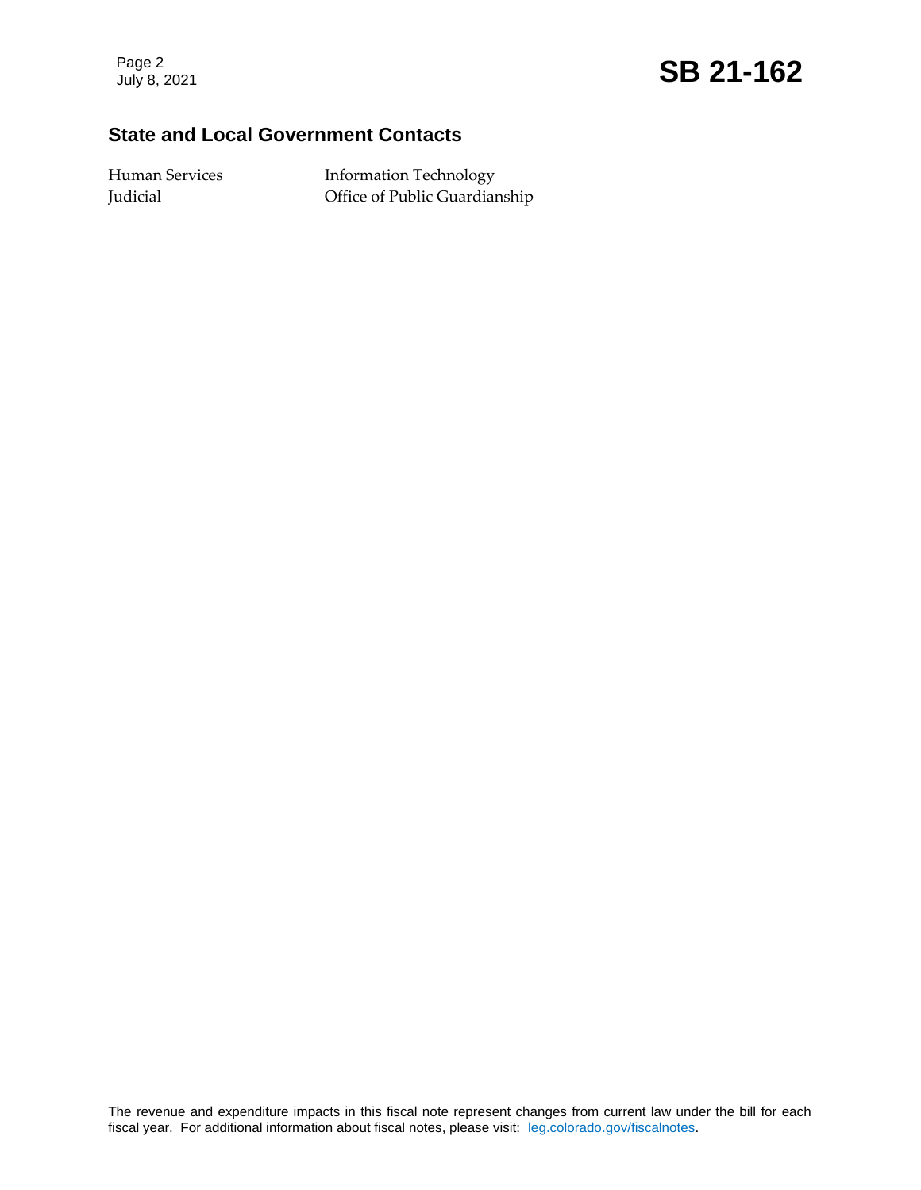## State and Local Government Contacts

| | |
|---|---|
| Human Services | Information Technology |
| Judicial | Office of Public Guardianship |

The revenue and expenditure impacts in this fiscal note represent changes from current law under the bill for each fiscal year. For additional information about fiscal notes, please visit: leg.colorado.gov/fiscalnotes.